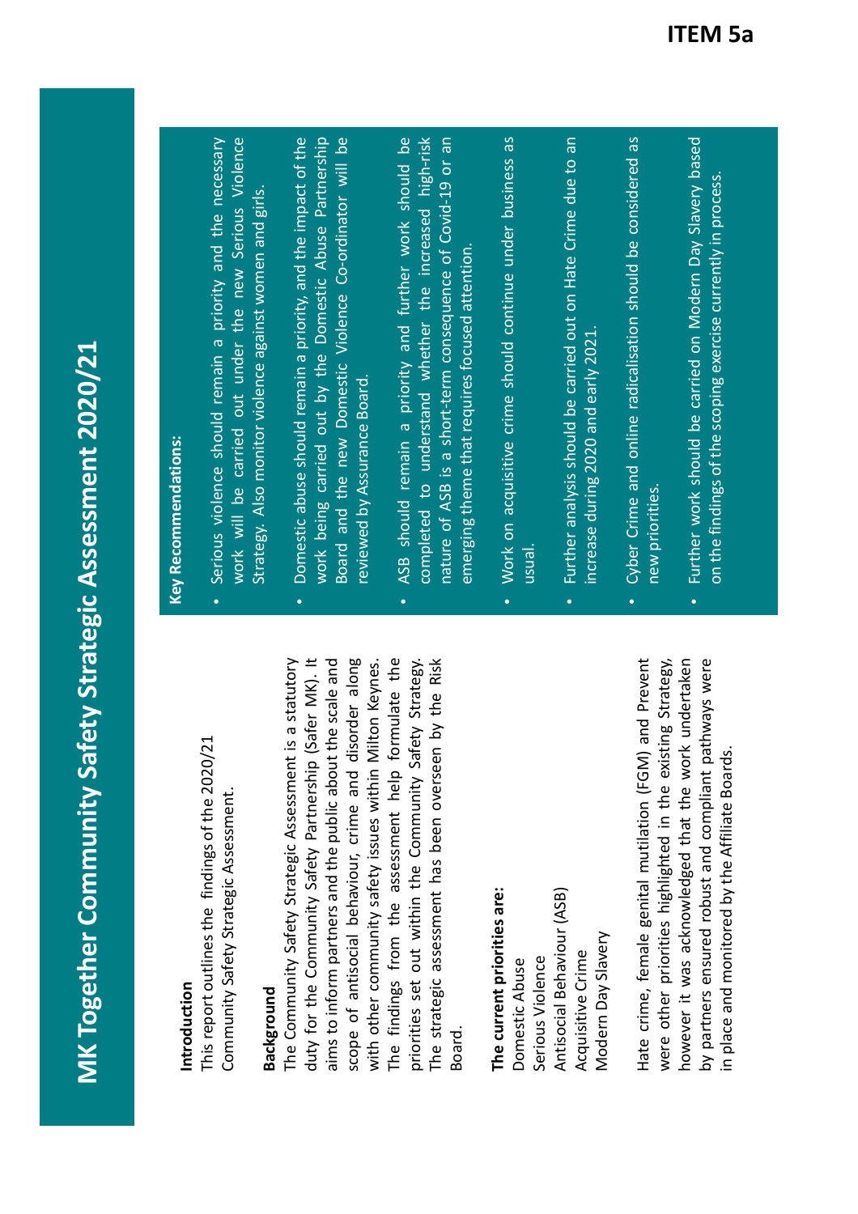ITEM 5a

# MK Together Community Safety Strategic Assessment 2020/21

**Introduction**

This report outlines the findings of the 2020/21 Community Safety Strategic Assessment.

**Background**

The Community Safety Strategic Assessment is a statutory duty for the Community Safety Partnership (Safer MK). It aims to inform partners and the public about the scale and scope of antisocial behaviour, crime and disorder along with other community safety issues within Milton Keynes. The findings from the assessment help formulate the priorities set out within the Community Safety Strategy. The strategic assessment has been overseen by the Risk Board.

**The current priorities are:**

Domestic Abuse
Serious Violence
Antisocial Behaviour (ASB)
Acquisitive Crime
Modern Day Slavery

Hate crime, female genital mutilation (FGM) and Prevent were other priorities highlighted in the existing Strategy, however it was acknowledged that the work undertaken by partners ensured robust and compliant pathways were in place and monitored by the Affiliate Boards.

**Key Recommendations:**

- Serious violence should remain a priority and the necessary work will be carried out under the new Serious Violence Strategy. Also monitor violence against women and girls.
- Domestic abuse should remain a priority, and the impact of the work being carried out by the Domestic Abuse Partnership Board and the new Domestic Violence Co-ordinator will be reviewed by Assurance Board.
- ASB should remain a priority and further work should be completed to understand whether the increased high-risk nature of ASB is a short-term consequence of Covid-19 or an emerging theme that requires focused attention.
- Work on acquisitive crime should continue under business as usual.
- Further analysis should be carried out on Hate Crime due to an increase during 2020 and early 2021.
- Cyber Crime and online radicalisation should be considered as new priorities.
- Further work should be carried on Modern Day Slavery based on the findings of the scoping exercise currently in process.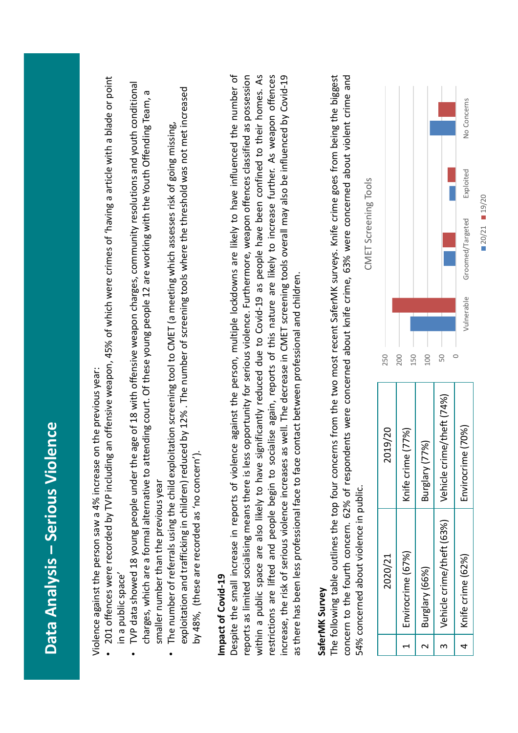# Data Analysis – Serious Violence

Violence against the person saw a 4% increase on the previous year:

- 201 offences were recorded by TVP including an offensive weapon, 45% of which were crimes of 'having a article with a blade or point in a public space'
- TVP data showed 18 young people under the age of 18 with offensive weapon charges, community resolutions and youth conditional charges, which are a formal alternative to attending court. Of these young people 12 are working with the Youth Offending Team, a smaller number than the previous year
- The number of referrals using the child exploitation screening tool to CMET (a meeting which assesses risk of going missing, exploitation and trafficking in children) reduced by 12% . The number of screening tools where the threshold was not met increased by 48%, (these are recorded as 'no concern').

**Impact of Covid-19**

Despite the small increase in reports of violence against the person, multiple lockdowns are likely to have influenced the number of reports as limited socialising means there is less opportunity for serious violence. Furthermore, weapon offences classified as possession within a public space are also likely to have significantly reduced due to Covid-19 as people have been confined to their homes. As restrictions are lifted and people begin to socialise again, reports of this nature are likely to increase further. As weapon offences increase, the risk of serious violence increases as well. The decrease in CMET screening tools overall may also be influenced by Covid-19 as there has been less professional face to face contact between professional and children.

**SaferMK Survey**

The following table outlines the top four concerns from the two most recent SaferMK surveys. Knife crime goes from being the biggest concern to the fourth concern. 62% of respondents were concerned about knife crime, 63% were concerned about violent crime and 54% concerned about violence in public.

| | 2020/21 | 2019/20 |
|---|---|---|
| 1 | Envirocrime (67%) | Knife crime (77%) |
| 2 | Burglary (66%) | Burglary (77%) |
| 3 | Vehicle crime/theft (63%) | Vehicle crime/theft (74%) |
| 4 | Knife crime (62%) | Envirocrime (70%) |

CMET Screening Tools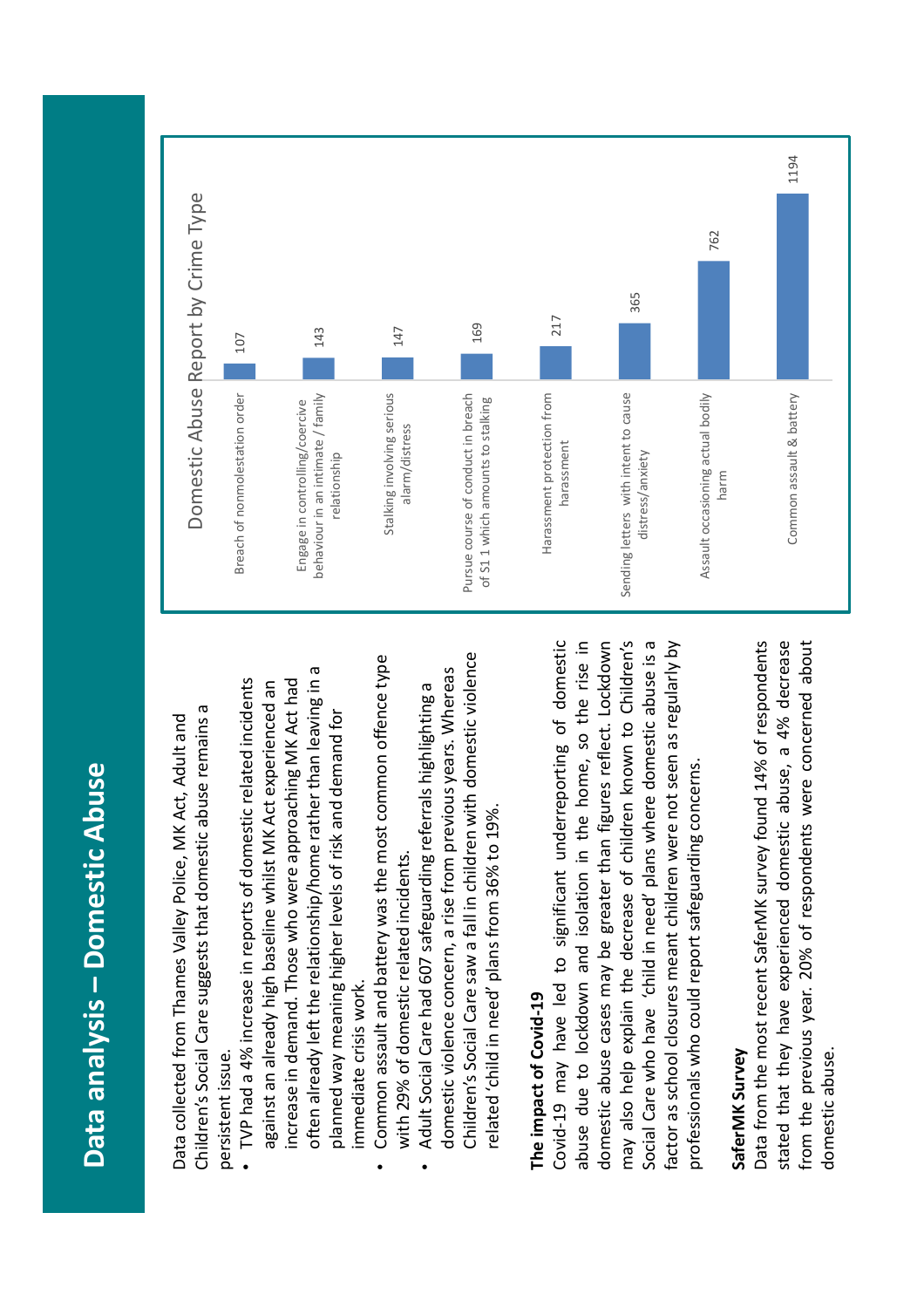# Data analysis – Domestic Abuse

Data collected from Thames Valley Police, MK Act, Adult and Children's Social Care suggests that domestic abuse remains a persistent issue.

- TVP had a 4% increase in reports of domestic related incidents against an already high baseline whilst MK Act experienced an increase in demand. Those who were approaching MK Act had often already left the relationship/home rather than leaving in a planned way meaning higher levels of risk and demand for immediate crisis work.
- Common assault and battery was the most common offence type with 29% of domestic related incidents.
- Adult Social Care had 607 safeguarding referrals highlighting a domestic violence concern, a rise from previous years. Whereas Children's Social Care saw a fall in children with domestic violence related 'child in need' plans from 36% to 19%.

**The impact of Covid-19**

Covid-19 may have led to significant underreporting of domestic abuse due to lockdown and isolation in the home, so the rise in domestic abuse cases may be greater than figures reflect. Lockdown may also help explain the decrease of children known to Children's Social Care who have 'child in need' plans where domestic abuse is a factor as school closures meant children were not seen as regularly by professionals who could report safeguarding concerns.

**SaferMK Survey**

Data from the most recent SaferMK survey found 14% of respondents stated that they have experienced domestic abuse, a 4% decrease from the previous year. 20% of respondents were concerned about domestic abuse.

**Domestic Abuse Report by Crime Type**

| Crime Type | Count |
|---|---|
| Breach of nonmolestation order | 107 |
| Engage in controlling/coercive behaviour in an intimate / family relationship | 143 |
| Stalking involving serious alarm/distress | 147 |
| Pursue course of conduct in breach of S1 1 which amounts to stalking | 169 |
| Harassment protection from harassment | 217 |
| Sending letters with intent to cause distress/anxiety | 365 |
| Assault occasioning actual bodily harm | 762 |
| Common assault & battery | 1194 |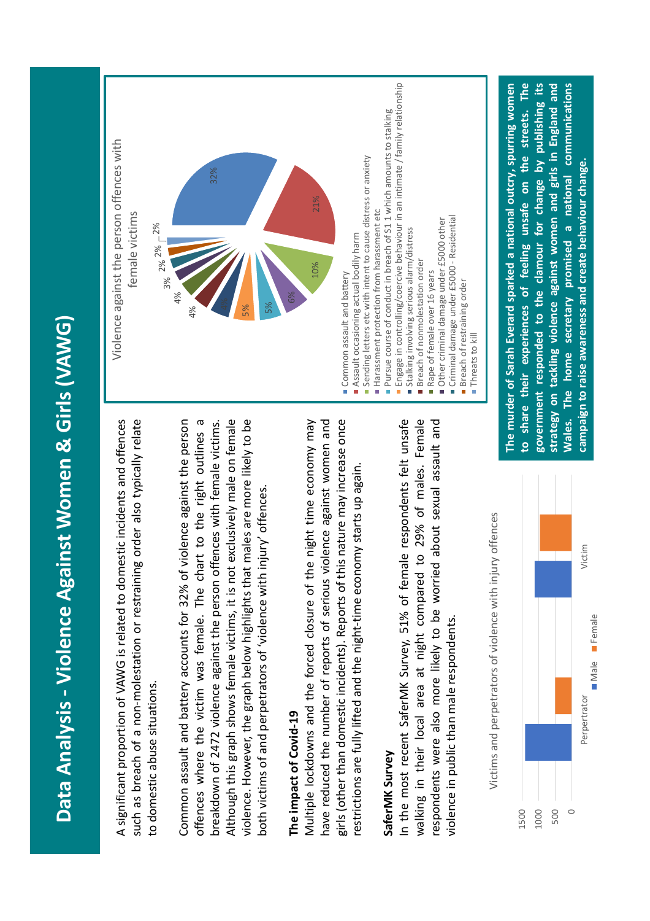# Data Analysis - Violence Against Women & Girls (VAWG)

A significant proportion of VAWG is related to domestic incidents and offences such as breach of a non-molestation or restraining order also typically relate to domestic abuse situations.

Common assault and battery accounts for 32% of violence against the person offences where the victim was female. The chart to the right outlines a breakdown of 2472 violence against the person offences with female victims. Although this graph shows female victims, it is not exclusively male on female violence. However, the graph below highlights that males are more likely to be both victims of and perpetrators of 'violence with injury' offences.

**The impact of Covid-19**

Multiple lockdowns and the forced closure of the night time economy may have reduced the number of reports of serious violence against women and girls (other than domestic incidents). Reports of this nature may increase once restrictions are fully lifted and the night-time economy starts up again.

**SaferMK Survey**

In the most recent SaferMK Survey, 51% of female respondents felt unsafe walking in their local area at night compared to 29% of males. Female respondents were also more likely to be worried about sexual assault and violence in public than male respondents.

Violence against the person offences with female victims

| Offence | % |
|---|---|
| Common assault and battery | 32% |
| Assault occasioning actual bodily harm | 21% |
| Sending letters etc with intent to cause distress or anxiety | 10% |
| Harassment protection from harassment etc | 6% |
| Pursue course of conduct in breach of S1 1 which amounts to stalking | 5% |
| Engage in controlling/coercive behaviour in an intimate / family relationship | 5% |
| Stalking involving serious alarm/distress | 4% |
| Breach of nonmolestation order | 4% |
| Rape of female over 16 years | 4% |
| Other criminal damage under £5000 other | 3% |
| Criminal damage under £5000 - Residential | 2% |
| Breach of restraining order | 2% |
| Threats to kill | 2% |

Victims and perpetrators of violence with injury offences

(Bar chart: Perpetrator and Victim, Male and Female; y-axis 0–1500)

**The murder of Sarah Everard sparked a national outcry, spurring women to share their experiences of feeling unsafe on the streets. The government responded to the clamour for change by publishing its strategy on tackling violence against women and girls in England and Wales. The home secretary promised a national communications campaign to raise awareness and create behaviour change.**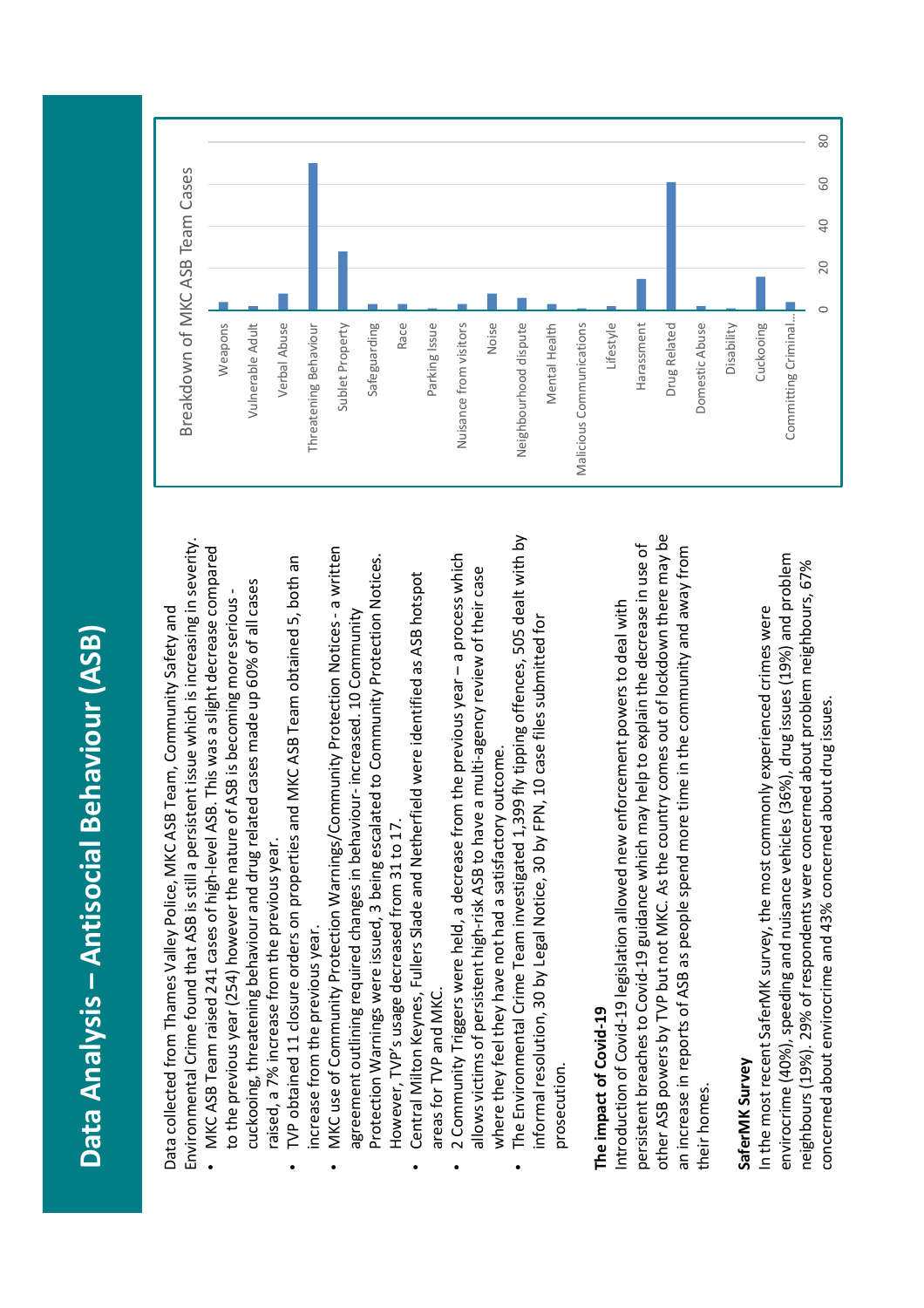# Data Analysis – Antisocial Behaviour (ASB)

Data collected from Thames Valley Police, MKC ASB Team, Community Safety and Environmental Crime found that ASB is still a persistent issue which is increasing in severity.

- MKC ASB Team raised 241 cases of high-level ASB. This was a slight decrease compared to the previous year (254) however the nature of ASB is becoming more serious - cuckooing, threatening behaviour and drug related cases made up 60% of all cases raised, a 7% increase from the previous year.
- TVP obtained 11 closure orders on properties and MKC ASB Team obtained 5, both an increase from the previous year.
- MKC use of Community Protection Warnings/Community Protection Notices - a written agreement outlining required changes in behaviour - increased. 10 Community Protection Warnings were issued, 3 being escalated to Community Protection Notices. However, TVP's usage decreased from 31 to 17.
- Central Milton Keynes, Fullers Slade and Netherfield were identified as ASB hotspot areas for TVP and MKC.
- 2 Community Triggers were held, a decrease from the previous year – a process which allows victims of persistent high-risk ASB to have a multi-agency review of their case where they feel they have not had a satisfactory outcome.
- The Environmental Crime Team investigated 1,399 fly tipping offences, 505 dealt with by informal resolution, 30 by Legal Notice, 30 by FPN, 10 case files submitted for prosecution.

**The impact of Covid-19**

Introduction of Covid-19 legislation allowed new enforcement powers to deal with persistent breaches to Covid-19 guidance which may help to explain the decrease in use of other ASB powers by TVP but not MKC. As the country comes out of lockdown there may be an increase in reports of ASB as people spend more time in the community and away from their homes.

**SaferMK Survey**

In the most recent SaferMK survey, the most commonly experienced crimes were envirocrime (40%), speeding and nuisance vehicles (36%), drug issues (19%) and problem neighbours (19%). 29% of respondents were concerned about problem neighbours, 67% concerned about envirocrime and 43% concerned about drug issues.

**Breakdown of MKC ASB Team Cases**

Categories shown (axis 0–80): Weapons, Vulnerable Adult, Verbal Abuse, Threatening Behaviour, Sublet Property, Safeguarding, Race, Parking Issue, Nuisance from visitors, Noise, Neighbourhood dispute, Mental Health, Malicious Communications, Lifestyle, Harassment, Drug Related, Domestic Abuse, Disability, Cuckooing, Committing Criminal...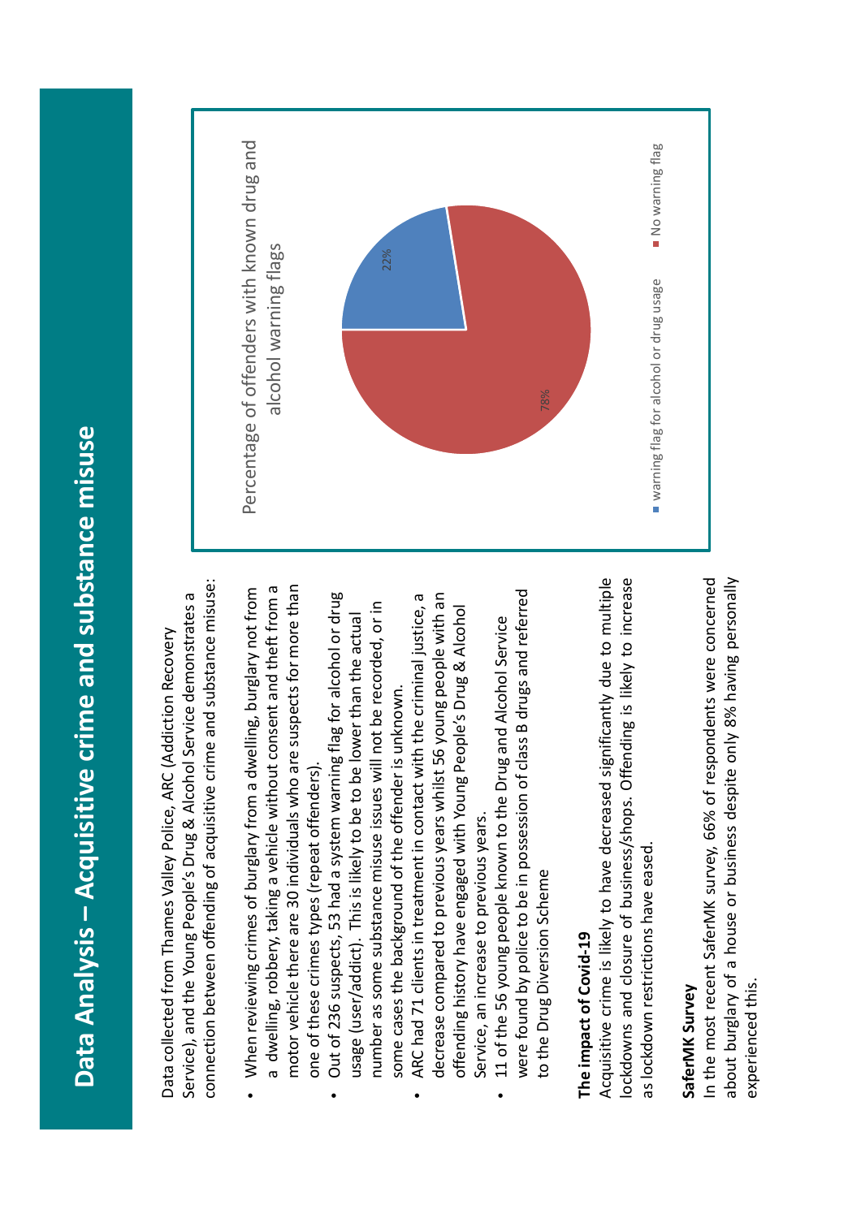# Data Analysis – Acquisitive crime and substance misuse

Data collected from Thames Valley Police, ARC (Addiction Recovery Service), and the Young People's Drug & Alcohol Service demonstrates a connection between offending of acquisitive crime and substance misuse:

- When reviewing crimes of burglary from a dwelling, burglary not from a dwelling, robbery, taking a vehicle without consent and theft from a motor vehicle there are 30 individuals who are suspects for more than one of these crimes types (repeat offenders).
- Out of 236 suspects, 53 had a system warning flag for alcohol or drug usage (user/addict). This is likely to be lower than the actual number as some substance misuse issues will not be recorded, or in some cases the background of the offender is unknown.
- ARC had 71 clients in treatment in contact with the criminal justice, a decrease compared to previous years whilst 56 young people with an offending history have engaged with Young People's Drug & Alcohol Service, an increase to previous years.
- 11 of the 56 young people known to the Drug and Alcohol Service were found by police to be in possession of class B drugs and referred to the Drug Diversion Scheme

**The impact of Covid-19**

Acquisitive crime is likely to have decreased significantly due to multiple lockdowns and closure of business/shops. Offending is likely to increase as lockdown restrictions have eased.

**SaferMK Survey**

In the most recent SaferMK survey, 66% of respondents were concerned about burglary of a house or business despite only 8% having personally experienced this.

**Percentage of offenders with known drug and alcohol warning flags**

| Category | Percentage |
|---|---|
| warning flag for alcohol or drug usage | 22% |
| No warning flag | 78% |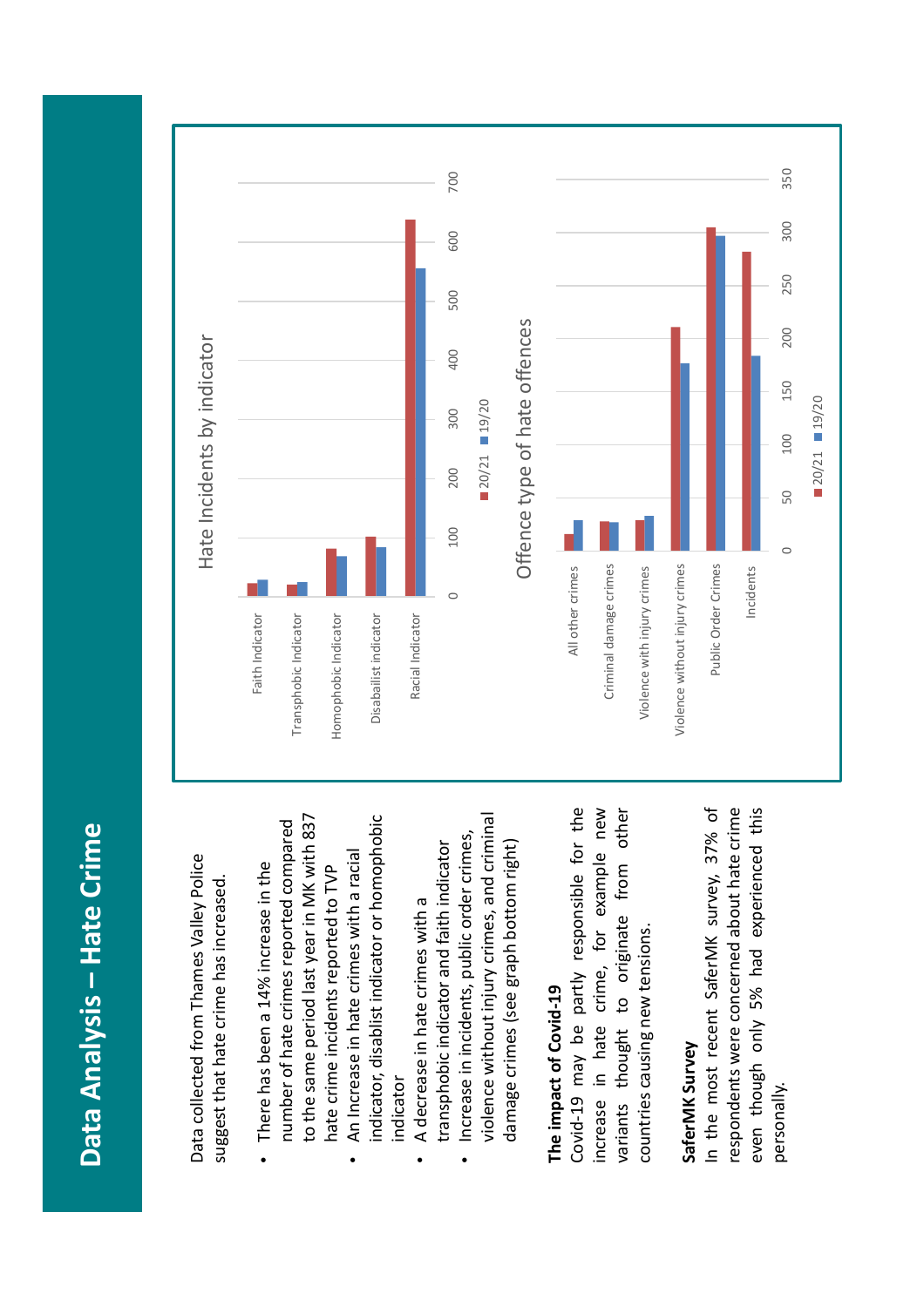# Data Analysis – Hate Crime

Data collected from Thames Valley Police suggest that hate crime has increased.

- There has been a 14% increase in the number of hate crimes reported compared to the same period last year in MK with 837 hate crime incidents reported to TVP
- An Increase in hate crimes with a racial indicator, disablist indicator or homophobic indicator
- A decrease in hate crimes with a transphobic indicator and faith indicator
- Increase in incidents, public order crimes, violence without injury crimes, and criminal damage crimes (see graph bottom right)

**The impact of Covid-19**

Covid-19 may be partly responsible for the increase in hate crime, for example new variants thought to originate from other countries causing new tensions.

**SaferMK Survey**

In the most recent SaferMK survey, 37% of respondents were concerned about hate crime even though only 5% had experienced this personally.

**Hate Incidents by indicator**

Faith Indicator, Transphobic Indicator, Homophobic Indicator, Disablist indicator, Racial Indicator

0 100 200 300 400 500 600 700

■ 20/21 ■ 19/20

**Offence type of hate offences**

All other crimes, Criminal damage crimes, Violence with injury crimes, Violence without injury crimes, Public Order Crimes, Incidents

0 50 100 150 200 250 300 350

■ 20/21 ■ 19/20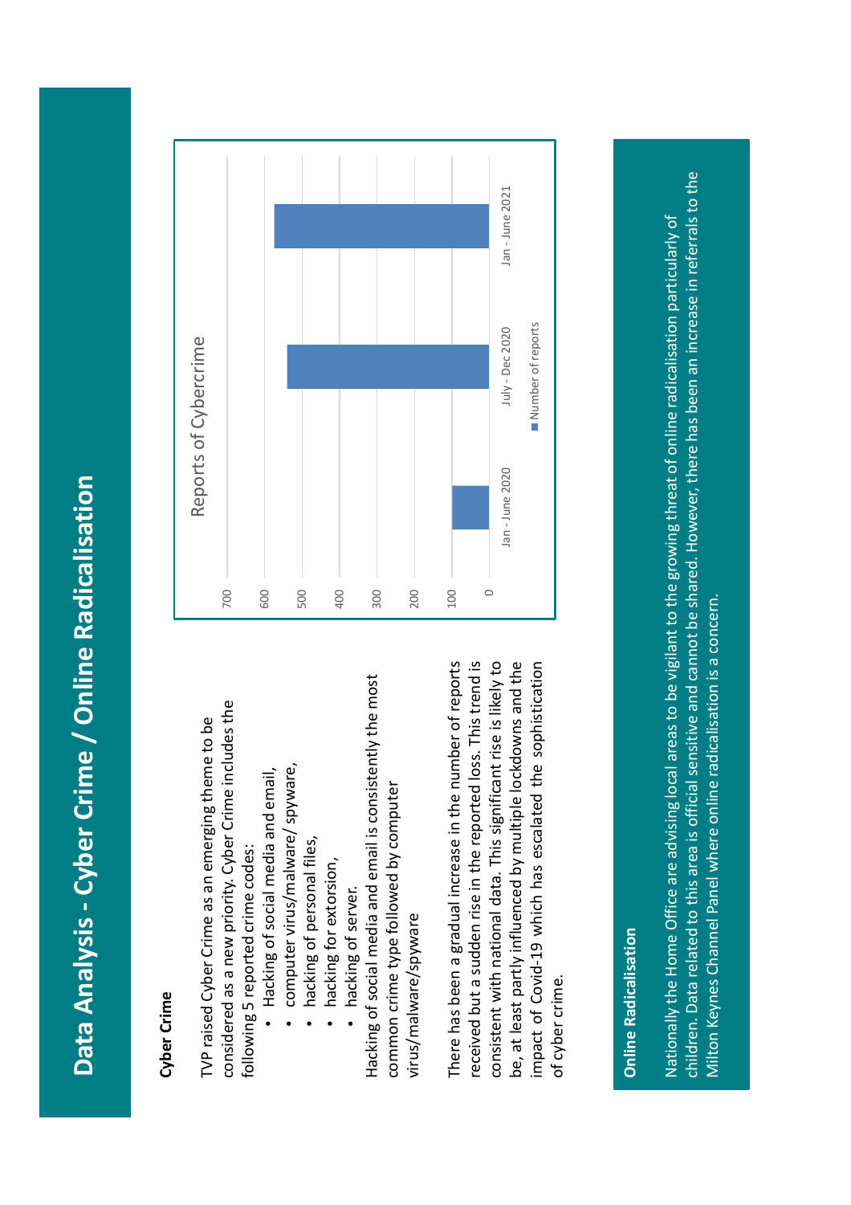# Data Analysis - Cyber Crime / Online Radicalisation

**Cyber Crime**

TVP raised Cyber Crime as an emerging theme to be considered as a new priority. Cyber Crime includes the following 5 reported crime codes:

- Hacking of social media and email,
- computer virus/malware/ spyware,
- hacking of personal files,
- hacking for extorsion,
- hacking of server.

Hacking of social media and email is consistently the most common crime type followed by computer virus/malware/spyware

There has been a gradual increase in the number of reports received but a sudden rise in the reported loss. This trend is consistent with national data. This significant rise is likely to be, at least partly influenced by multiple lockdowns and the impact of Covid-19 which has escalated the sophistication of cyber crime.

**Reports of Cybercrime**

| Period | Number of reports (approx.) |
|---|---|
| Jan - June 2020 | ~100 |
| July - Dec 2020 | ~540 |
| Jan - June 2021 | ~575 |

**Online Radicalisation**

Nationally the Home Office are advising local areas to be vigilant to the growing threat of online radicalisation particularly of children. Data related to this area is official sensitive and cannot be shared. However, there has been an increase in referrals to the Milton Keynes Channel Panel where online radicalisation is a concern.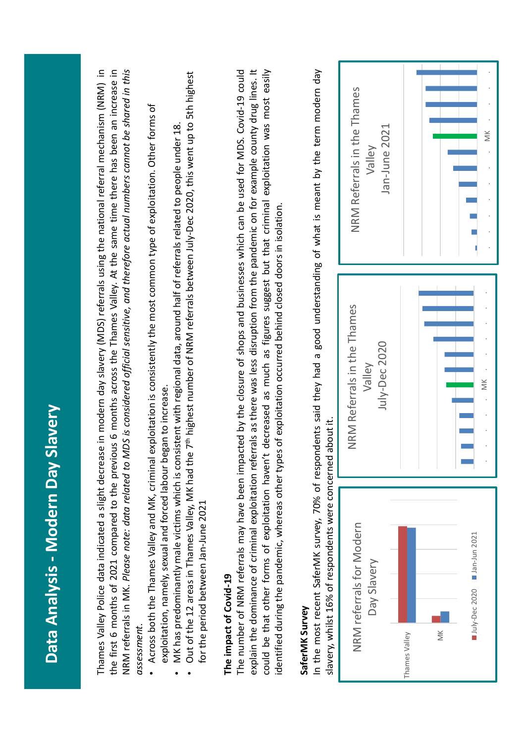# Data Analysis - Modern Day Slavery

Thames Valley Police data indicated a slight decrease in modern day slavery (MDS) referrals using the national referral mechanism (NRM) in the first 6 months of 2021 compared to the previous 6 months across the Thames Valley. At the same time there has been an increase in NRM referrals in MK. *Please note: data related to MDS is considered official sensitive, and therefore actual numbers cannot be shared in this assessment.*

- Across both the Thames Valley and MK, criminal exploitation is consistently the most common type of exploitation. Other forms of exploitation, namely, sexual and forced labour began to increase.
- MK has predominantly male victims which is consistent with regional data, around half of referrals related to people under 18.
- Out of the 12 areas in Thames Valley, MK had the 7th highest number of NRM referrals between July-Dec 2020, this went up to 5th highest for the period between Jan-June 2021

## The impact of Covid-19

The number of NRM referrals may have been impacted by the closure of shops and businesses which can be used for MDS. Covid-19 could explain the dominance of criminal exploitation referrals as there was less disruption from the pandemic on for example county drug lines. It could be that other forms of exploitation haven't decreased as much as figures suggest but that criminal exploitation was most easily identified during the pandemic, whereas other types of exploitation occurred behind closed doors in isolation.

## SaferMK Survey

In the most recent SaferMK survey, 70% of respondents said they had a good understanding of what is meant by the term modern day slavery, whilst 16% of respondents were concerned about it.

NRM referrals for Modern Day Slavery

Thames Valley | MK

July-Dec 2020 | Jan-Jun 2021

NRM Referrals in the Thames Valley July-Dec 2020

MK

NRM Referrals in the Thames Valley Jan-June 2021

MK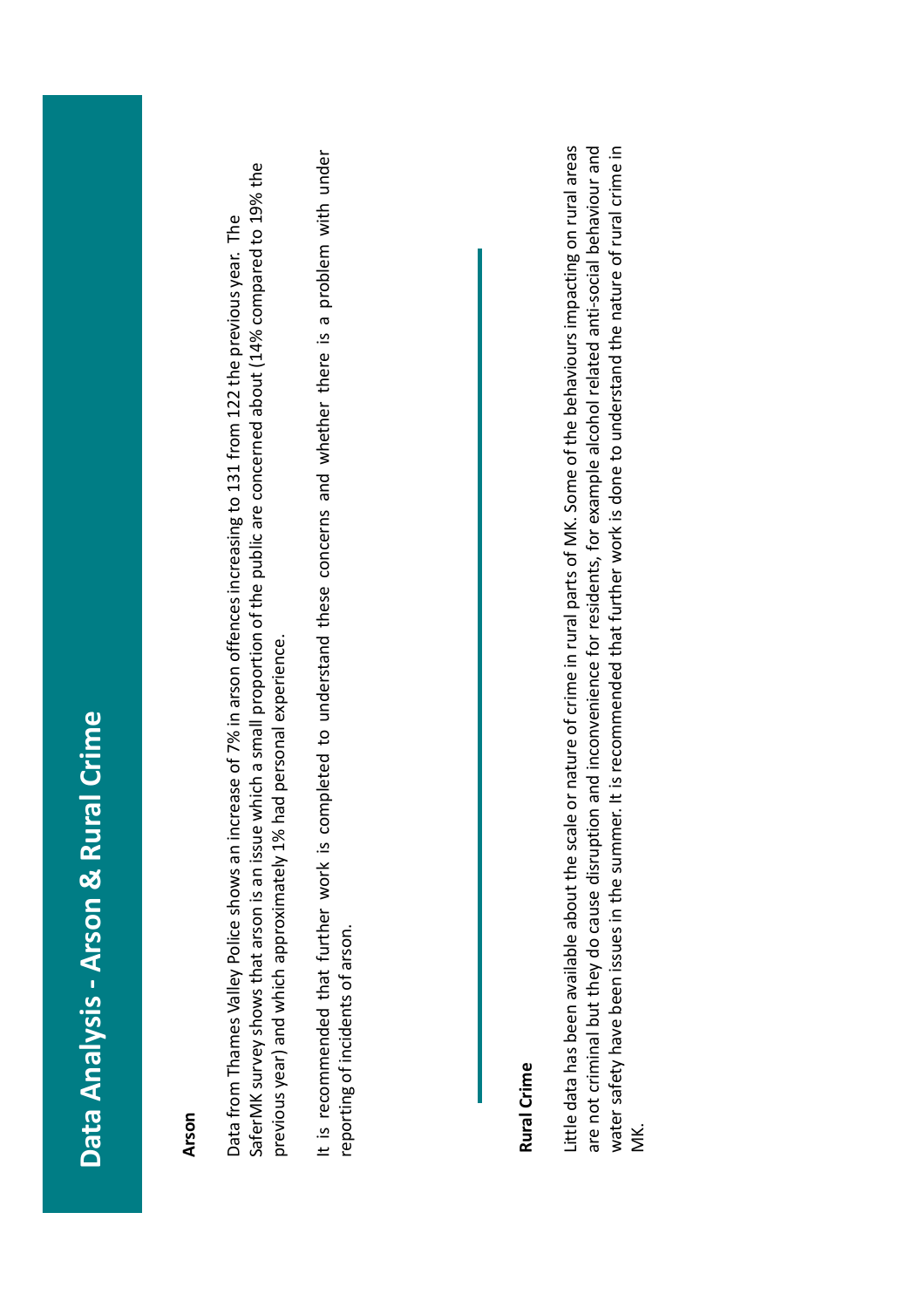# Data Analysis - Arson & Rural Crime

**Arson**

Data from Thames Valley Police shows an increase of 7% in arson offences increasing to 131 from 122 the previous year. The SaferMK survey shows that arson is an issue which a small proportion of the public are concerned about (14% compared to 19% the previous year) and which approximately 1% had personal experience.

It is recommended that further work is completed to understand these concerns and whether there is a problem with under reporting of incidents of arson.

**Rural Crime**

Little data has been available about the scale or nature of crime in rural parts of MK. Some of the behaviours impacting on rural areas are not criminal but they do cause disruption and inconvenience for residents, for example alcohol related anti-social behaviour and water safety have been issues in the summer. It is recommended that further work is done to understand the nature of rural crime in MK.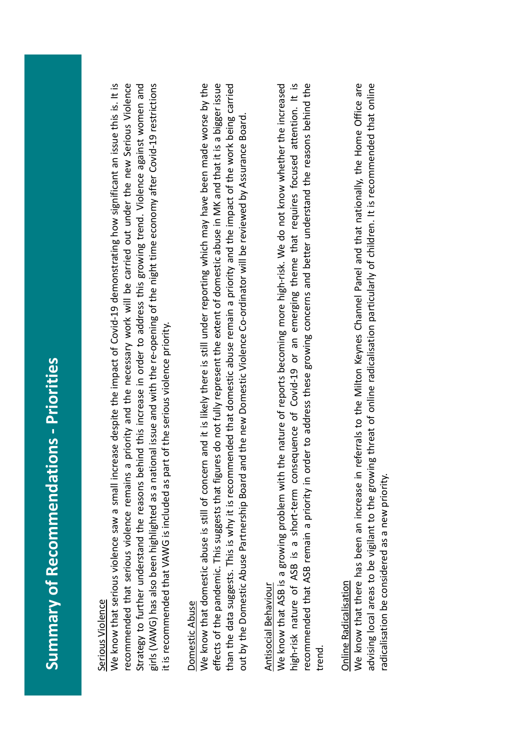# Summary of Recommendations - Priorities

Serious Violence

We know that serious violence saw a small increase despite the impact of Covid-19 demonstrating how significant an issue this is. It is recommended that serious violence remains a priority and the necessary work will be carried out under the new Serious Violence Strategy to further understand the reasons behind this increase in order to address this growing trend. Violence against women and girls (VAWG) has also been highlighted as a national issue and with the re-opening of the night time economy after Covid-19 restrictions it is recommended that VAWG is included as part of the serious violence priority.

Domestic Abuse

We know that domestic abuse is still of concern and it is likely there is still under reporting which may have been made worse by the effects of the pandemic. This suggests that figures do not fully represent the extent of domestic abuse in MK and that it is a bigger issue than the data suggests. This is why it is recommended that domestic abuse remain a priority and the impact of the work being carried out by the Domestic Abuse Partnership Board and the new Domestic Violence Co-ordinator will be reviewed by Assurance Board.

Antisocial Behaviour

We know that ASB is a growing problem with the nature of reports becoming more high-risk. We do not know whether the increased high-risk nature of ASB is a short-term consequence of Covid-19 or an emerging theme that requires focused attention. It is recommended that ASB remain a priority in order to address these growing concerns and better understand the reasons behind the trend.

Online Radicalisation

We know that there has been an increase in referrals to the Milton Keynes Channel Panel and that nationally, the Home Office are advising local areas to be vigilant to the growing threat of online radicalisation particularly of children. It is recommended that online radicalisation be considered as a new priority.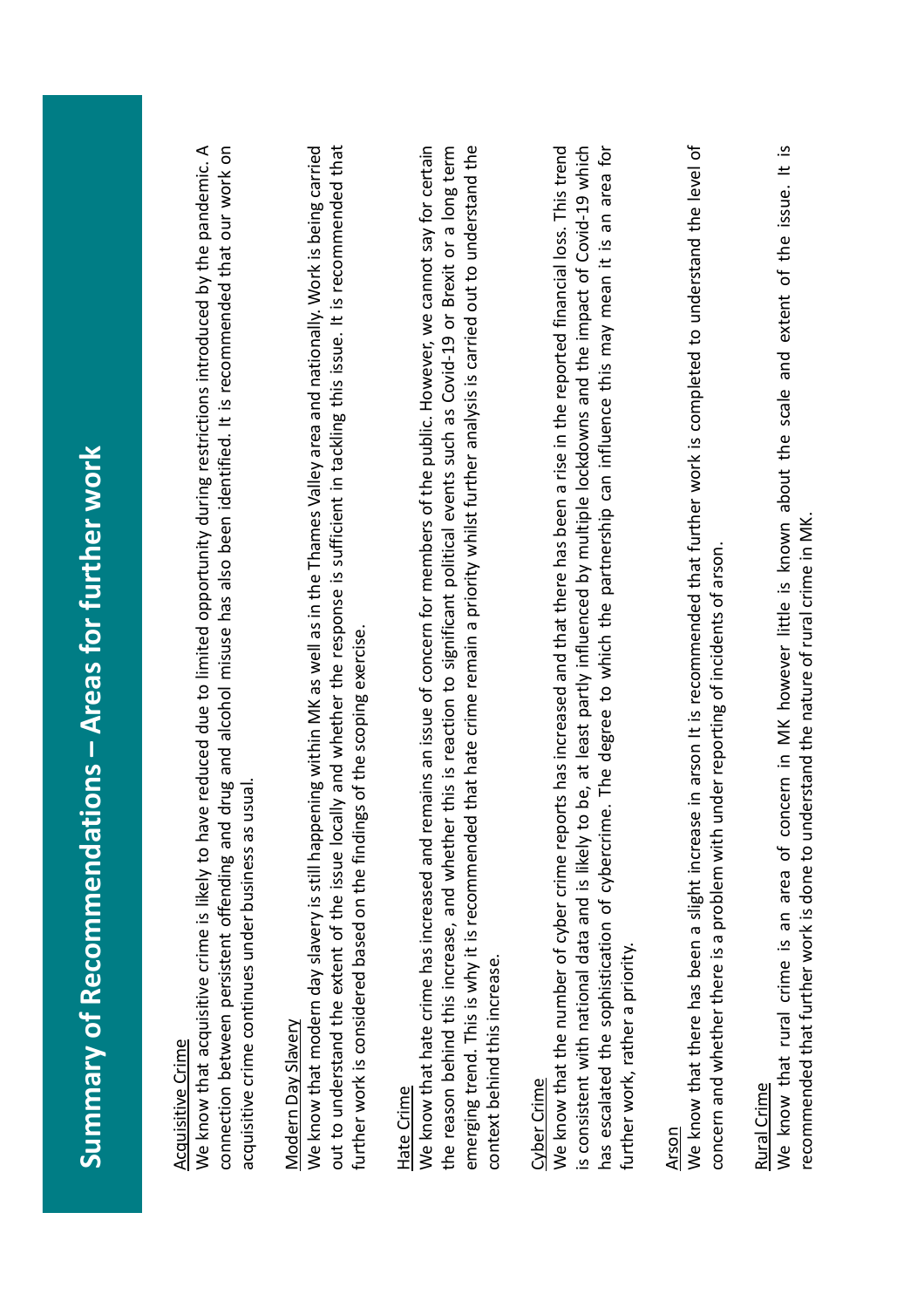# Summary of Recommendations – Areas for further work

<u>Acquisitive Crime</u>
We know that acquisitive crime is likely to have reduced due to limited opportunity during restrictions introduced by the pandemic. A connection between persistent offending and drug and alcohol misuse has also been identified. It is recommended that our work on acquisitive crime continues under business as usual.

<u>Modern Day Slavery</u>
We know that modern day slavery is still happening within MK as well as in the Thames Valley area and nationally. Work is being carried out to understand the extent of the issue locally and whether the response is sufficient in tackling this issue. It is recommended that further work is considered based on the findings of the scoping exercise.

<u>Hate Crime</u>
We know that hate crime has increased and remains an issue of concern for members of the public. However, we cannot say for certain the reason behind this increase, and whether this is reaction to significant political events such as Covid-19 or Brexit or a long term emerging trend. This is why it is recommended that hate crime remain a priority whilst further analysis is carried out to understand the context behind this increase.

<u>Cyber Crime</u>
We know that the number of cyber crime reports has increased and that there has been a rise in the reported financial loss. This trend is consistent with national data and is likely to be, at least partly influenced by multiple lockdowns and the impact of Covid-19 which has escalated the sophistication of cybercrime. The degree to which the partnership can influence this may mean it is an area for further work, rather a priority.

<u>Arson</u>
We know that there has been a slight increase in arson It is recommended that further work is completed to understand the level of concern and whether there is a problem with under reporting of incidents of arson.

<u>Rural Crime</u>
We know that rural crime is an area of concern in MK however little is known about the scale and extent of the issue. It is recommended that further work is done to understand the nature of rural crime in MK.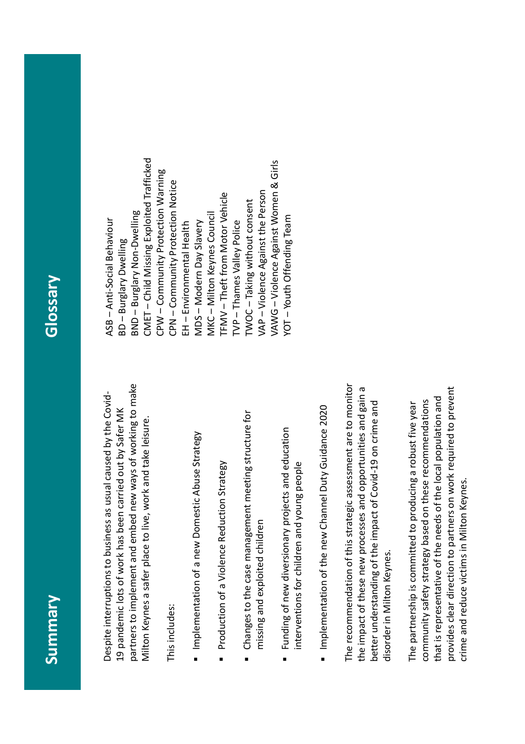# Summary

Despite interruptions to business as usual caused by the Covid-19 pandemic lots of work has been carried out by Safer MK partners to implement and embed new ways of working to make Milton Keynes a safer place to live, work and take leisure.

This includes:

- Implementation of a new Domestic Abuse Strategy
- Production of a Violence Reduction Strategy
- Changes to the case management meeting structure for missing and exploited children
- Funding of new diversionary projects and education interventions for children and young people
- Implementation of the new Channel Duty Guidance 2020

The recommendation of this strategic assessment are to monitor the impact of these new processes and opportunities and gain a better understanding of the impact of Covid-19 on crime and disorder in Milton Keynes.

The partnership is committed to producing a robust five year community safety strategy based on these recommendations that is representative of the needs of the local population and provides clear direction to partners on work required to prevent crime and reduce victims in Milton Keynes.

# Glossary

ASB – Anti-Social Behaviour
BD – Burglary Dwelling
BND – Burglary Non-Dwelling
CMET – Child Missing Exploited Trafficked
CPW – Community Protection Warning
CPN – Community Protection Notice
EH – Environmental Health
MDS – Modern Day Slavery
MKC – Milton Keynes Council
TFMV – Theft from Motor Vehicle
TVP – Thames Valley Police
TWOC – Taking without consent
VAP – Violence Against the Person
VAWG – Violence Against Women & Girls
YOT – Youth Offending Team